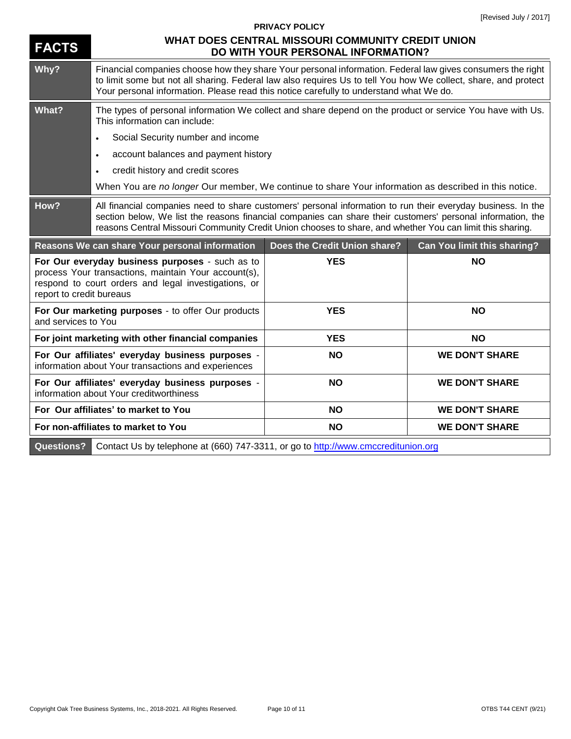[Revised July / 2017]

**PRIVACY POLICY**

# FACTS — WHAT DOES CENTRAL MISSOURI COMMUNITY CREDIT UNION DO WITH YOUR PERSONAL INFORMATION?

| | |
|---|---|
| **Why?** | Financial companies choose how they share Your personal information. Federal law gives consumers the right to limit some but not all sharing. Federal law also requires Us to tell You how We collect, share, and protect Your personal information. Please read this notice carefully to understand what We do. |
| **What?** | The types of personal information We collect and share depend on the product or service You have with Us. This information can include:<br>• Social Security number and income<br>• account balances and payment history<br>• credit history and credit scores<br>When You are *no longer* Our member, We continue to share Your information as described in this notice. |
| **How?** | All financial companies need to share customers' personal information to run their everyday business. In the section below, We list the reasons financial companies can share their customers' personal information, the reasons Central Missouri Community Credit Union chooses to share, and whether You can limit this sharing. |

| Reasons We can share Your personal information | Does the Credit Union share? | Can You limit this sharing? |
|---|---|---|
| **For Our everyday business purposes** - such as to process Your transactions, maintain Your account(s), respond to court orders and legal investigations, or report to credit bureaus | **YES** | **NO** |
| **For Our marketing purposes** - to offer Our products and services to You | **YES** | **NO** |
| **For joint marketing with other financial companies** | **YES** | **NO** |
| **For Our affiliates' everyday business purposes** - information about Your transactions and experiences | **NO** | **WE DON'T SHARE** |
| **For Our affiliates' everyday business purposes** - information about Your creditworthiness | **NO** | **WE DON'T SHARE** |
| **For Our affiliates' to market to You** | **NO** | **WE DON'T SHARE** |
| **For non-affiliates to market to You** | **NO** | **WE DON'T SHARE** |

**Questions?** Contact Us by telephone at (660) 747-3311, or go to http://www.cmccreditunion.org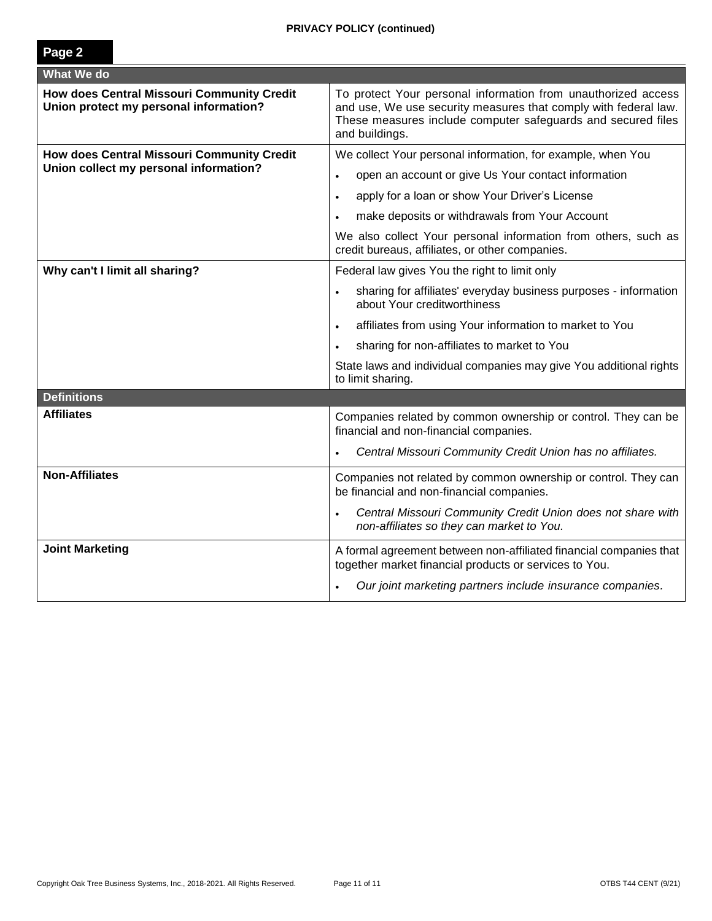**PRIVACY POLICY (continued)**

**Page 2**

| **What We do** | |
|---|---|
| **How does Central Missouri Community Credit Union protect my personal information?** | To protect Your personal information from unauthorized access and use, We use security measures that comply with federal law. These measures include computer safeguards and secured files and buildings. |
| **How does Central Missouri Community Credit Union collect my personal information?** | We collect Your personal information, for example, when You<br>• open an account or give Us Your contact information<br>• apply for a loan or show Your Driver's License<br>• make deposits or withdrawals from Your Account<br>We also collect Your personal information from others, such as credit bureaus, affiliates, or other companies. |
| **Why can't I limit all sharing?** | Federal law gives You the right to limit only<br>• sharing for affiliates' everyday business purposes - information about Your creditworthiness<br>• affiliates from using Your information to market to You<br>• sharing for non-affiliates to market to You<br>State laws and individual companies may give You additional rights to limit sharing. |

| **Definitions** | |
|---|---|
| **Affiliates** | Companies related by common ownership or control. They can be financial and non-financial companies.<br>• *Central Missouri Community Credit Union has no affiliates.* |
| **Non-Affiliates** | Companies not related by common ownership or control. They can be financial and non-financial companies.<br>• *Central Missouri Community Credit Union does not share with non-affiliates so they can market to You.* |
| **Joint Marketing** | A formal agreement between non-affiliated financial companies that together market financial products or services to You.<br>• *Our joint marketing partners include insurance companies.* |

Copyright Oak Tree Business Systems, Inc., 2018-2021. All Rights Reserved. OTBS T44 CENT (9/21)